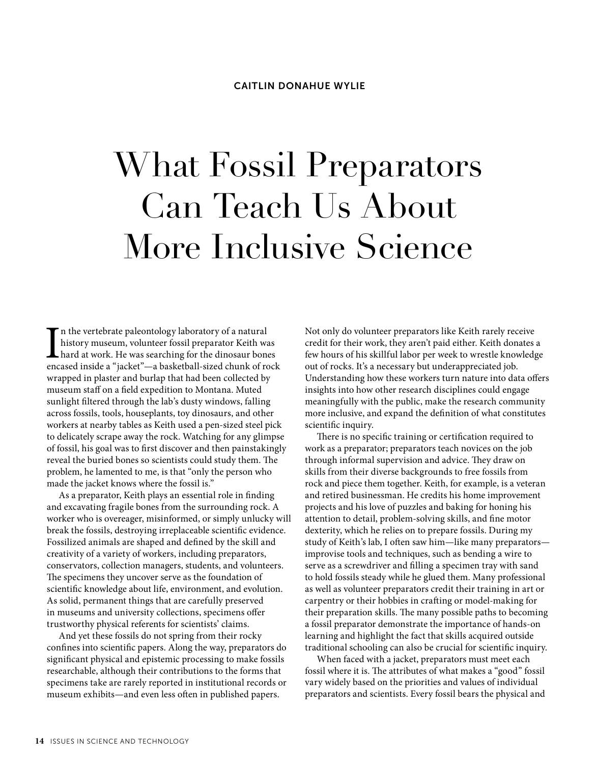CAITLIN DONAHUE WYLIE

# What Fossil Preparators Can Teach Us About More Inclusive Science

In the vertebrate paleontology laboratory of a natural history museum, volunteer fossil preparator Keith was hard at work. He was searching for the dinosaur bones encased inside a "jacket"—a basketball-sized chunk of rock wrapped in plaster and burlap that had been collected by museum staff on a field expedition to Montana. Muted sunlight filtered through the lab's dusty windows, falling across fossils, tools, houseplants, toy dinosaurs, and other workers at nearby tables as Keith used a pen-sized steel pick to delicately scrape away the rock. Watching for any glimpse of fossil, his goal was to first discover and then painstakingly reveal the buried bones so scientists could study them. The problem, he lamented to me, is that "only the person who made the jacket knows where the fossil is."

As a preparator, Keith plays an essential role in finding and excavating fragile bones from the surrounding rock. A worker who is overeager, misinformed, or simply unlucky will break the fossils, destroying irreplaceable scientific evidence. Fossilized animals are shaped and defined by the skill and creativity of a variety of workers, including preparators, conservators, collection managers, students, and volunteers. The specimens they uncover serve as the foundation of scientific knowledge about life, environment, and evolution. As solid, permanent things that are carefully preserved in museums and university collections, specimens offer trustworthy physical referents for scientists' claims.

And yet these fossils do not spring from their rocky confines into scientific papers. Along the way, preparators do significant physical and epistemic processing to make fossils researchable, although their contributions to the forms that specimens take are rarely reported in institutional records or museum exhibits—and even less often in published papers. Not only do volunteer preparators like Keith rarely receive credit for their work, they aren't paid either. Keith donates a few hours of his skillful labor per week to wrestle knowledge out of rocks. It's a necessary but underappreciated job. Understanding how these workers turn nature into data offers insights into how other research disciplines could engage meaningfully with the public, make the research community more inclusive, and expand the definition of what constitutes scientific inquiry.

There is no specific training or certification required to work as a preparator; preparators teach novices on the job through informal supervision and advice. They draw on skills from their diverse backgrounds to free fossils from rock and piece them together. Keith, for example, is a veteran and retired businessman. He credits his home improvement projects and his love of puzzles and baking for honing his attention to detail, problem-solving skills, and fine motor dexterity, which he relies on to prepare fossils. During my study of Keith's lab, I often saw him—like many preparators—improvise tools and techniques, such as bending a wire to serve as a screwdriver and filling a specimen tray with sand to hold fossils steady while he glued them. Many professional as well as volunteer preparators credit their training in art or carpentry or their hobbies in crafting or model-making for their preparation skills. The many possible paths to becoming a fossil preparator demonstrate the importance of hands-on learning and highlight the fact that skills acquired outside traditional schooling can also be crucial for scientific inquiry.

When faced with a jacket, preparators must meet each fossil where it is. The attributes of what makes a "good" fossil vary widely based on the priorities and values of individual preparators and scientists. Every fossil bears the physical and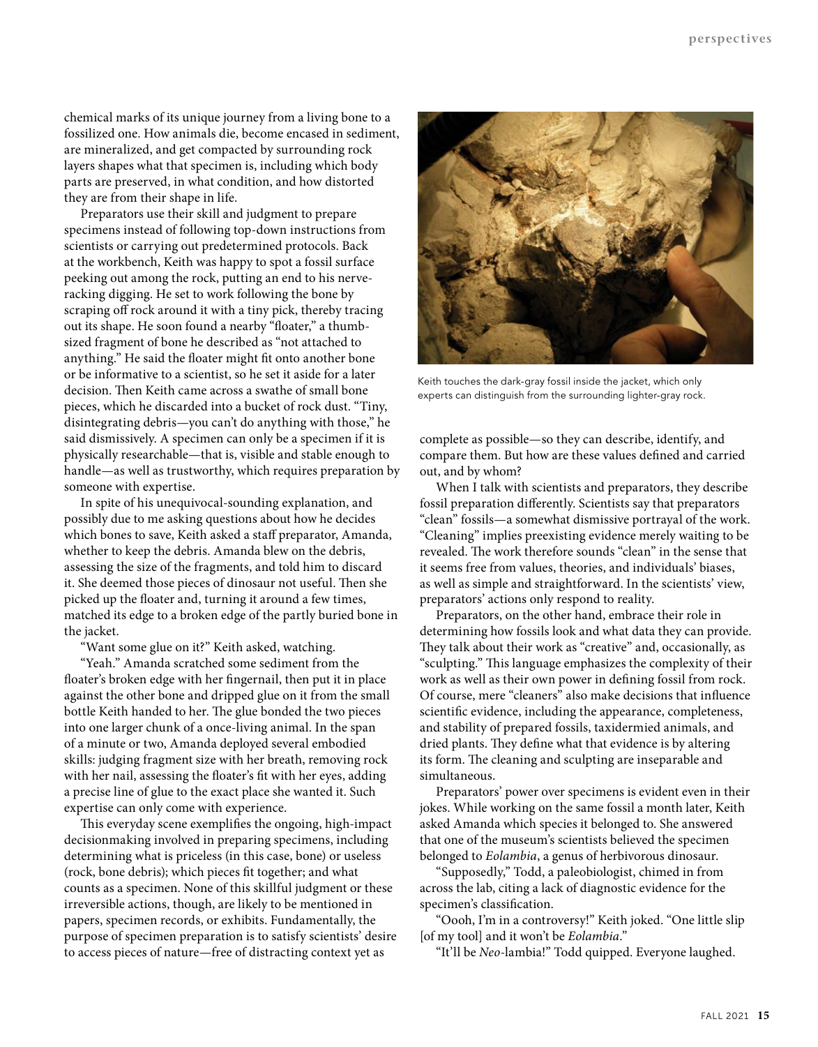chemical marks of its unique journey from a living bone to a fossilized one. How animals die, become encased in sediment, are mineralized, and get compacted by surrounding rock layers shapes what that specimen is, including which body parts are preserved, in what condition, and how distorted they are from their shape in life.

Preparators use their skill and judgment to prepare specimens instead of following top-down instructions from scientists or carrying out predetermined protocols. Back at the workbench, Keith was happy to spot a fossil surface peeking out among the rock, putting an end to his nerve-racking digging. He set to work following the bone by scraping off rock around it with a tiny pick, thereby tracing out its shape. He soon found a nearby "floater," a thumb-sized fragment of bone he described as "not attached to anything." He said the floater might fit onto another bone or be informative to a scientist, so he set it aside for a later decision. Then Keith came across a swathe of small bone pieces, which he discarded into a bucket of rock dust. "Tiny, disintegrating debris—you can't do anything with those," he said dismissively. A specimen can only be a specimen if it is physically researchable—that is, visible and stable enough to handle—as well as trustworthy, which requires preparation by someone with expertise.

In spite of his unequivocal-sounding explanation, and possibly due to me asking questions about how he decides which bones to save, Keith asked a staff preparator, Amanda, whether to keep the debris. Amanda blew on the debris, assessing the size of the fragments, and told him to discard it. She deemed those pieces of dinosaur not useful. Then she picked up the floater and, turning it around a few times, matched its edge to a broken edge of the partly buried bone in the jacket.

"Want some glue on it?" Keith asked, watching.

"Yeah." Amanda scratched some sediment from the floater's broken edge with her fingernail, then put it in place against the other bone and dripped glue on it from the small bottle Keith handed to her. The glue bonded the two pieces into one larger chunk of a once-living animal. In the span of a minute or two, Amanda deployed several embodied skills: judging fragment size with her breath, removing rock with her nail, assessing the floater's fit with her eyes, adding a precise line of glue to the exact place she wanted it. Such expertise can only come with experience.

This everyday scene exemplifies the ongoing, high-impact decisionmaking involved in preparing specimens, including determining what is priceless (in this case, bone) or useless (rock, bone debris); which pieces fit together; and what counts as a specimen. None of this skillful judgment or these irreversible actions, though, are likely to be mentioned in papers, specimen records, or exhibits. Fundamentally, the purpose of specimen preparation is to satisfy scientists' desire to access pieces of nature—free of distracting context yet as complete as possible—so they can describe, identify, and compare them. But how are these values defined and carried out, and by whom?

Keith touches the dark-gray fossil inside the jacket, which only experts can distinguish from the surrounding lighter-gray rock.

When I talk with scientists and preparators, they describe fossil preparation differently. Scientists say that preparators "clean" fossils—a somewhat dismissive portrayal of the work. "Cleaning" implies preexisting evidence merely waiting to be revealed. The work therefore sounds "clean" in the sense that it seems free from values, theories, and individuals' biases, as well as simple and straightforward. In the scientists' view, preparators' actions only respond to reality.

Preparators, on the other hand, embrace their role in determining how fossils look and what data they can provide. They talk about their work as "creative" and, occasionally, as "sculpting." This language emphasizes the complexity of their work as well as their own power in defining fossil from rock. Of course, mere "cleaners" also make decisions that influence scientific evidence, including the appearance, completeness, and stability of prepared fossils, taxidermied animals, and dried plants. They define what that evidence is by altering its form. The cleaning and sculpting are inseparable and simultaneous.

Preparators' power over specimens is evident even in their jokes. While working on the same fossil a month later, Keith asked Amanda which species it belonged to. She answered that one of the museum's scientists believed the specimen belonged to *Eolambia*, a genus of herbivorous dinosaur.

"Supposedly," Todd, a paleobiologist, chimed in from across the lab, citing a lack of diagnostic evidence for the specimen's classification.

"Oooh, I'm in a controversy!" Keith joked. "One little slip [of my tool] and it won't be *Eolambia*."

"It'll be *Neo*-lambia!" Todd quipped. Everyone laughed.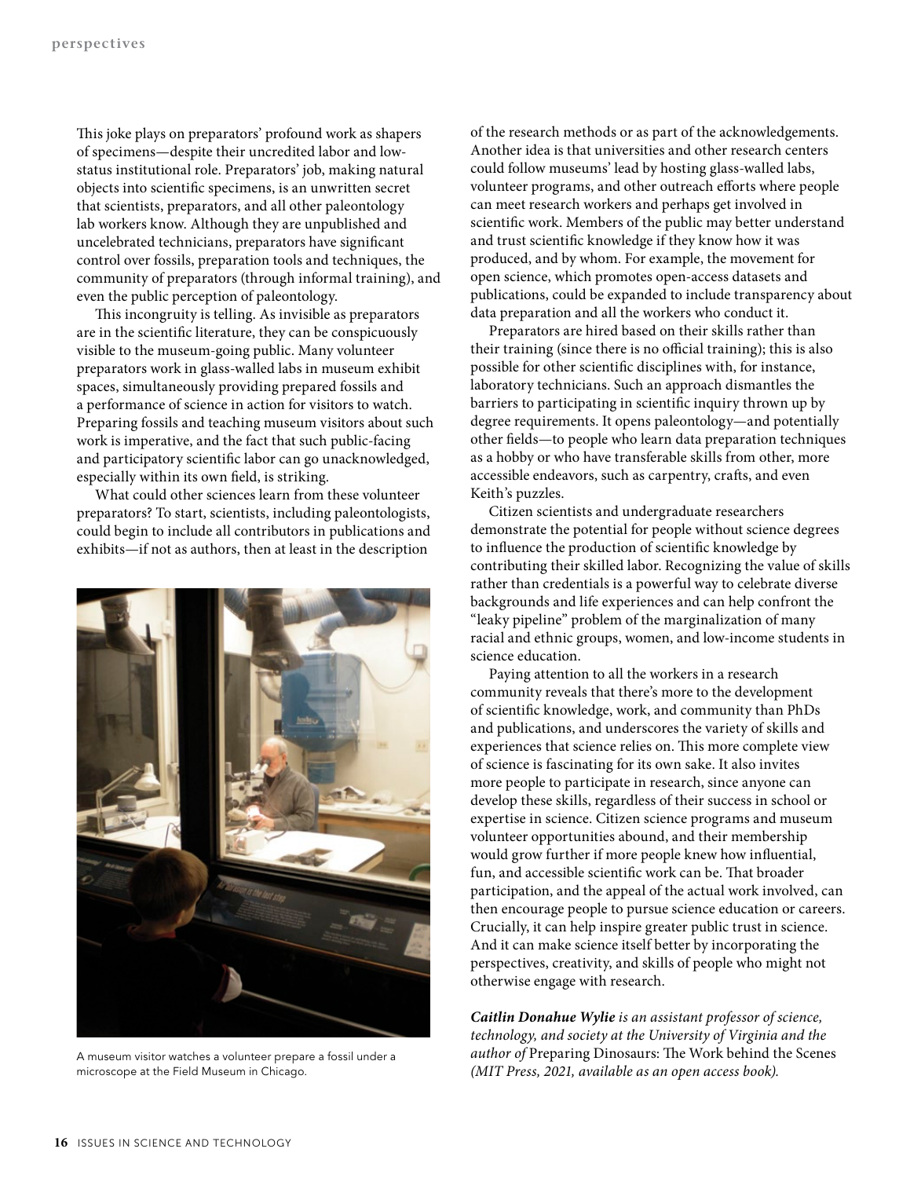This joke plays on preparators' profound work as shapers of specimens—despite their uncredited labor and low-status institutional role. Preparators' job, making natural objects into scientific specimens, is an unwritten secret that scientists, preparators, and all other paleontology lab workers know. Although they are unpublished and uncelebrated technicians, preparators have significant control over fossils, preparation tools and techniques, the community of preparators (through informal training), and even the public perception of paleontology.

This incongruity is telling. As invisible as preparators are in the scientific literature, they can be conspicuously visible to the museum-going public. Many volunteer preparators work in glass-walled labs in museum exhibit spaces, simultaneously providing prepared fossils and a performance of science in action for visitors to watch. Preparing fossils and teaching museum visitors about such work is imperative, and the fact that such public-facing and participatory scientific labor can go unacknowledged, especially within its own field, is striking.

What could other sciences learn from these volunteer preparators? To start, scientists, including paleontologists, could begin to include all contributors in publications and exhibits—if not as authors, then at least in the description of the research methods or as part of the acknowledgements. Another idea is that universities and other research centers could follow museums' lead by hosting glass-walled labs, volunteer programs, and other outreach efforts where people can meet research workers and perhaps get involved in scientific work. Members of the public may better understand and trust scientific knowledge if they know how it was produced, and by whom. For example, the movement for open science, which promotes open-access datasets and publications, could be expanded to include transparency about data preparation and all the workers who conduct it.

A museum visitor watches a volunteer prepare a fossil under a microscope at the Field Museum in Chicago.

Preparators are hired based on their skills rather than their training (since there is no official training); this is also possible for other scientific disciplines with, for instance, laboratory technicians. Such an approach dismantles the barriers to participating in scientific inquiry thrown up by degree requirements. It opens paleontology—and potentially other fields—to people who learn data preparation techniques as a hobby or who have transferable skills from other, more accessible endeavors, such as carpentry, crafts, and even Keith's puzzles.

Citizen scientists and undergraduate researchers demonstrate the potential for people without science degrees to influence the production of scientific knowledge by contributing their skilled labor. Recognizing the value of skills rather than credentials is a powerful way to celebrate diverse backgrounds and life experiences and can help confront the "leaky pipeline" problem of the marginalization of many racial and ethnic groups, women, and low-income students in science education.

Paying attention to all the workers in a research community reveals that there's more to the development of scientific knowledge, work, and community than PhDs and publications, and underscores the variety of skills and experiences that science relies on. This more complete view of science is fascinating for its own sake. It also invites more people to participate in research, since anyone can develop these skills, regardless of their success in school or expertise in science. Citizen science programs and museum volunteer opportunities abound, and their membership would grow further if more people knew how influential, fun, and accessible scientific work can be. That broader participation, and the appeal of the actual work involved, can then encourage people to pursue science education or careers. Crucially, it can help inspire greater public trust in science. And it can make science itself better by incorporating the perspectives, creativity, and skills of people who might not otherwise engage with research.

***Caitlin Donahue Wylie*** *is an assistant professor of science, technology, and society at the University of Virginia and the author of* Preparing Dinosaurs: The Work behind the Scenes *(MIT Press, 2021, available as an open access book).*